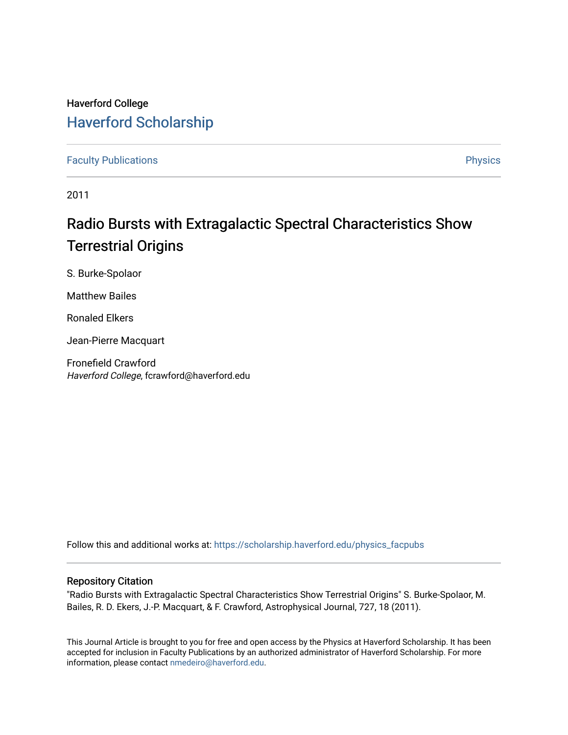Haverford College

# Haverford Scholarship

Faculty Publications | Physics

2011

## Radio Bursts with Extragalactic Spectral Characteristics Show Terrestrial Origins

S. Burke-Spolaor

Matthew Bailes

Ronaled Elkers

Jean-Pierre Macquart

Fronefield Crawford
*Haverford College*, fcrawford@haverford.edu

Follow this and additional works at: https://scholarship.haverford.edu/physics_facpubs

### Repository Citation

"Radio Bursts with Extragalactic Spectral Characteristics Show Terrestrial Origins" S. Burke-Spolaor, M. Bailes, R. D. Ekers, J.-P. Macquart, & F. Crawford, Astrophysical Journal, 727, 18 (2011).

This Journal Article is brought to you for free and open access by the Physics at Haverford Scholarship. It has been accepted for inclusion in Faculty Publications by an authorized administrator of Haverford Scholarship. For more information, please contact nmedeiro@haverford.edu.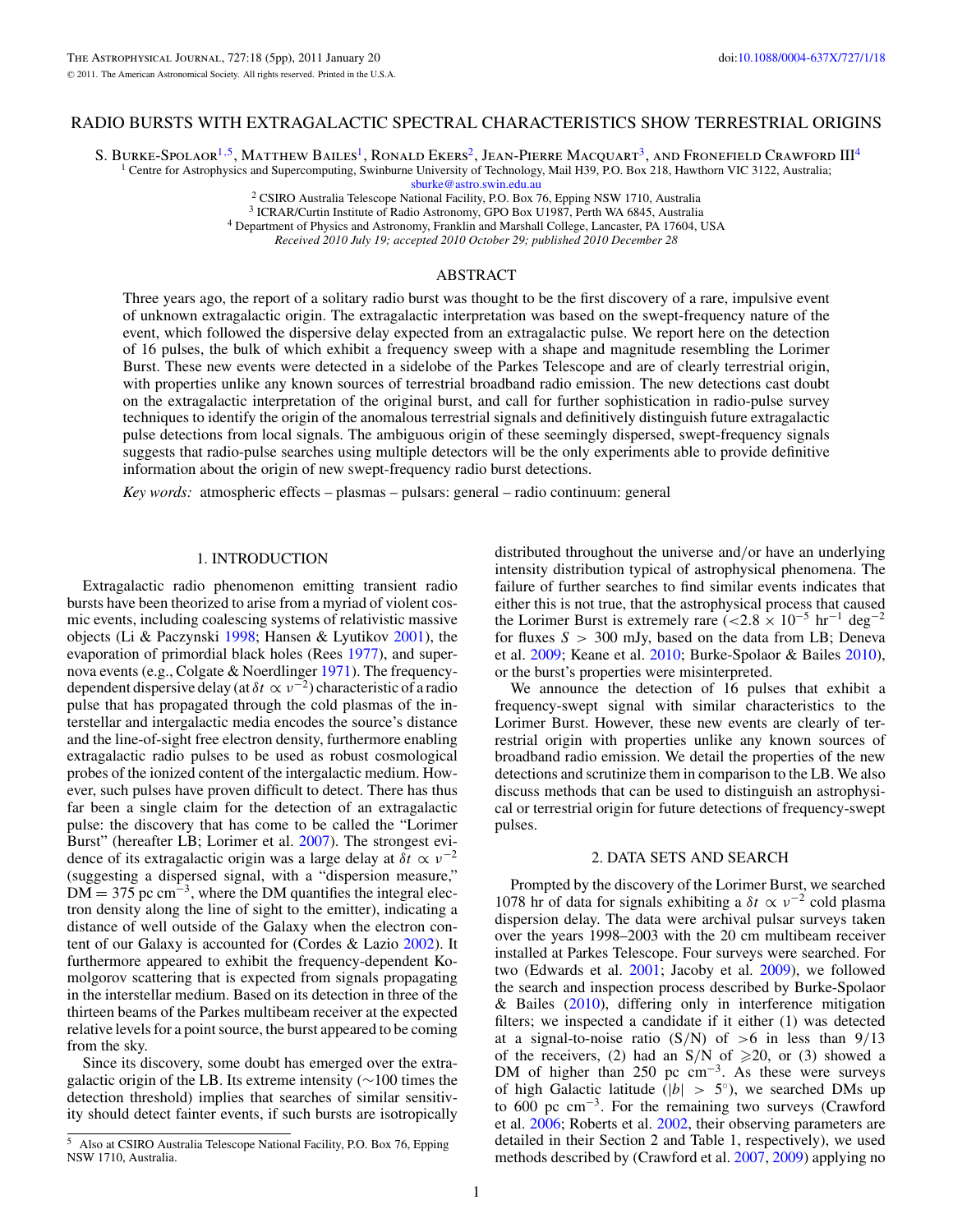# RADIO BURSTS WITH EXTRAGALACTIC SPECTRAL CHARACTERISTICS SHOW TERRESTRIAL ORIGINS

S. Burke-Spolaor[1,5], Matthew Bailes[1], Ronald Ekers[2], Jean-Pierre Macquart[3], and Fronefield Crawford III[4]

[1] Centre for Astrophysics and Supercomputing, Swinburne University of Technology, Mail H39, P.O. Box 218, Hawthorn VIC 3122, Australia; sburke@astro.swin.edu.au

[2] CSIRO Australia Telescope National Facility, P.O. Box 76, Epping NSW 1710, Australia

[3] ICRAR/Curtin Institute of Radio Astronomy, GPO Box U1987, Perth WA 6845, Australia

[4] Department of Physics and Astronomy, Franklin and Marshall College, Lancaster, PA 17604, USA

*Received 2010 July 19; accepted 2010 October 29; published 2010 December 28*

## ABSTRACT

Three years ago, the report of a solitary radio burst was thought to be the first discovery of a rare, impulsive event of unknown extragalactic origin. The extragalactic interpretation was based on the swept-frequency nature of the event, which followed the dispersive delay expected from an extragalactic pulse. We report here on the detection of 16 pulses, the bulk of which exhibit a frequency sweep with a shape and magnitude resembling the Lorimer Burst. These new events were detected in a sidelobe of the Parkes Telescope and are of clearly terrestrial origin, with properties unlike any known sources of terrestrial broadband radio emission. The new detections cast doubt on the extragalactic interpretation of the original burst, and call for further sophistication in radio-pulse survey techniques to identify the origin of the anomalous terrestrial signals and definitively distinguish future extragalactic pulse detections from local signals. The ambiguous origin of these seemingly dispersed, swept-frequency signals suggests that radio-pulse searches using multiple detectors will be the only experiments able to provide definitive information about the origin of new swept-frequency radio burst detections.

*Key words:* atmospheric effects – plasmas – pulsars: general – radio continuum: general

## 1. INTRODUCTION

Extragalactic radio phenomenon emitting transient radio bursts have been theorized to arise from a myriad of violent cosmic events, including coalescing systems of relativistic massive objects (Li & Paczynski 1998; Hansen & Lyutikov 2001), the evaporation of primordial black holes (Rees 1977), and supernova events (e.g., Colgate & Noerdlinger 1971). The frequency-dependent dispersive delay (at $\delta t \propto \nu^{-2}$) characteristic of a radio pulse that has propagated through the cold plasmas of the interstellar and intergalactic media encodes the source's distance and the line-of-sight free electron density, furthermore enabling extragalactic radio pulses to be used as robust cosmological probes of the ionized content of the intergalactic medium. However, such pulses have proven difficult to detect. There has thus far been a single claim for the detection of an extragalactic pulse: the discovery that has come to be called the "Lorimer Burst" (hereafter LB; Lorimer et al. 2007). The strongest evidence of its extragalactic origin was a large delay at $\delta t \propto \nu^{-2}$ (suggesting a dispersed signal, with a "dispersion measure," DM = 375 pc cm$^{-3}$, where the DM quantifies the integral electron density along the line of sight to the emitter), indicating a distance of well outside of the Galaxy when the electron content of our Galaxy is accounted for (Cordes & Lazio 2002). It furthermore appeared to exhibit the frequency-dependent Komolgorov scattering that is expected from signals propagating in the interstellar medium. Based on its detection in three of the thirteen beams of the Parkes multibeam receiver at the expected relative levels for a point source, the burst appeared to be coming from the sky.

Since its discovery, some doubt has emerged over the extragalactic origin of the LB. Its extreme intensity (~100 times the detection threshold) implies that searches of similar sensitivity should detect fainter events, if such bursts are isotropically distributed throughout the universe and/or have an underlying intensity distribution typical of astrophysical phenomena. The failure of further searches to find similar events indicates that either this is not true, that the astrophysical process that caused the Lorimer Burst is extremely rare ($<2.8 \times 10^{-5}$ hr$^{-1}$ deg$^{-2}$ for fluxes $S > 300$ mJy, based on the data from LB; Deneva et al. 2009; Keane et al. 2010; Burke-Spolaor & Bailes 2010), or the burst's properties were misinterpreted.

We announce the detection of 16 pulses that exhibit a frequency-swept signal with similar characteristics to the Lorimer Burst. However, these new events are clearly of terrestrial origin with properties unlike any known sources of broadband radio emission. We detail the properties of the new detections and scrutinize them in comparison to the LB. We also discuss methods that can be used to distinguish an astrophysical or terrestrial origin for future detections of frequency-swept pulses.

## 2. DATA SETS AND SEARCH

Prompted by the discovery of the Lorimer Burst, we searched 1078 hr of data for signals exhibiting a $\delta t \propto \nu^{-2}$ cold plasma dispersion delay. The data were archival pulsar surveys taken over the years 1998–2003 with the 20 cm multibeam receiver installed at Parkes Telescope. Four surveys were searched. For two (Edwards et al. 2001; Jacoby et al. 2009), we followed the search and inspection process described by Burke-Spolaor & Bailes (2010), differing only in interference mitigation filters; we inspected a candidate if it either (1) was detected at a signal-to-noise ratio (S/N) of >6 in less than 9/13 of the receivers, (2) had an S/N of $\geqslant$20, or (3) showed a DM of higher than 250 pc cm$^{-3}$. As these were surveys of high Galactic latitude ($|b| > 5°$), we searched DMs up to 600 pc cm$^{-3}$. For the remaining two surveys (Crawford et al. 2006; Roberts et al. 2002, their observing parameters are detailed in their Section 2 and Table 1, respectively), we used methods described by (Crawford et al. 2007, 2009) applying no

[5] Also at CSIRO Australia Telescope National Facility, P.O. Box 76, Epping NSW 1710, Australia.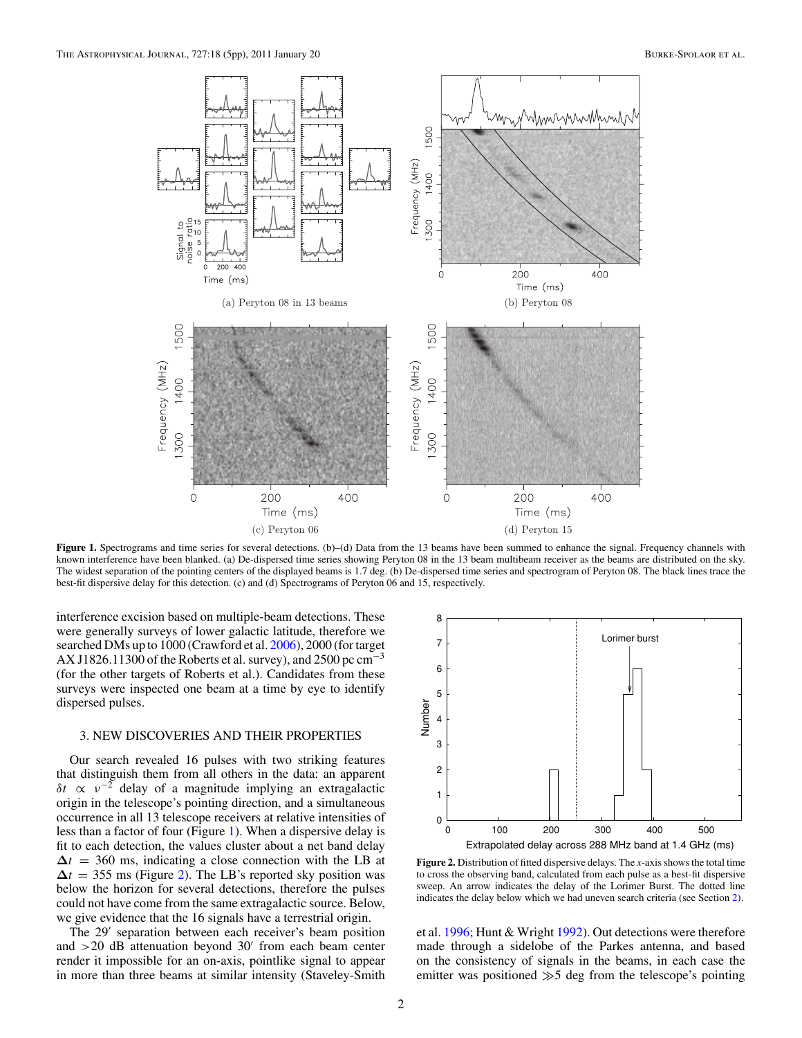**Figure 1.** Spectrograms and time series for several detections. (b)–(d) Data from the 13 beams have been summed to enhance the signal. Frequency channels with known interference have been blanked. (a) De-dispersed time series showing Peryton 08 in the 13 beam multibeam receiver as the beams are distributed on the sky. The widest separation of the pointing centers of the displayed beams is 1.7 deg. (b) De-dispersed time series and spectrogram of Peryton 08. The black lines trace the best-fit dispersive delay for this detection. (c) and (d) Spectrograms of Peryton 06 and 15, respectively.

interference excision based on multiple-beam detections. These were generally surveys of lower galactic latitude, therefore we searched DMs up to 1000 (Crawford et al. 2006), 2000 (for target AX J1826.11300 of the Roberts et al. survey), and 2500 pc cm$^{-3}$ (for the other targets of Roberts et al.). Candidates from these surveys were inspected one beam at a time by eye to identify dispersed pulses.

## 3. NEW DISCOVERIES AND THEIR PROPERTIES

Our search revealed 16 pulses with two striking features that distinguish them from all others in the data: an apparent $\delta t \propto \nu^{-2}$ delay of a magnitude implying an extragalactic origin in the telescope's pointing direction, and a simultaneous occurrence in all 13 telescope receivers at relative intensities of less than a factor of four (Figure 1). When a dispersive delay is fit to each detection, the values cluster about a net band delay $\Delta t = 360$ ms, indicating a close connection with the LB at $\Delta t = 355$ ms (Figure 2). The LB's reported sky position was below the horizon for several detections, therefore the pulses could not have come from the same extragalactic source. Below, we give evidence that the 16 signals have a terrestrial origin.

The 29′ separation between each receiver's beam position and >20 dB attenuation beyond 30′ from each beam center render it impossible for an on-axis, pointlike signal to appear in more than three beams at similar intensity (Staveley-Smith et al. 1996; Hunt & Wright 1992). Out detections were therefore made through a sidelobe of the Parkes antenna, and based on the consistency of signals in the beams, in each case the emitter was positioned ≫5 deg from the telescope's pointing

**Figure 2.** Distribution of fitted dispersive delays. The *x*-axis shows the total time to cross the observing band, calculated from each pulse as a best-fit dispersive sweep. An arrow indicates the delay of the Lorimer Burst. The dotted line indicates the delay below which we had uneven search criteria (see Section 2).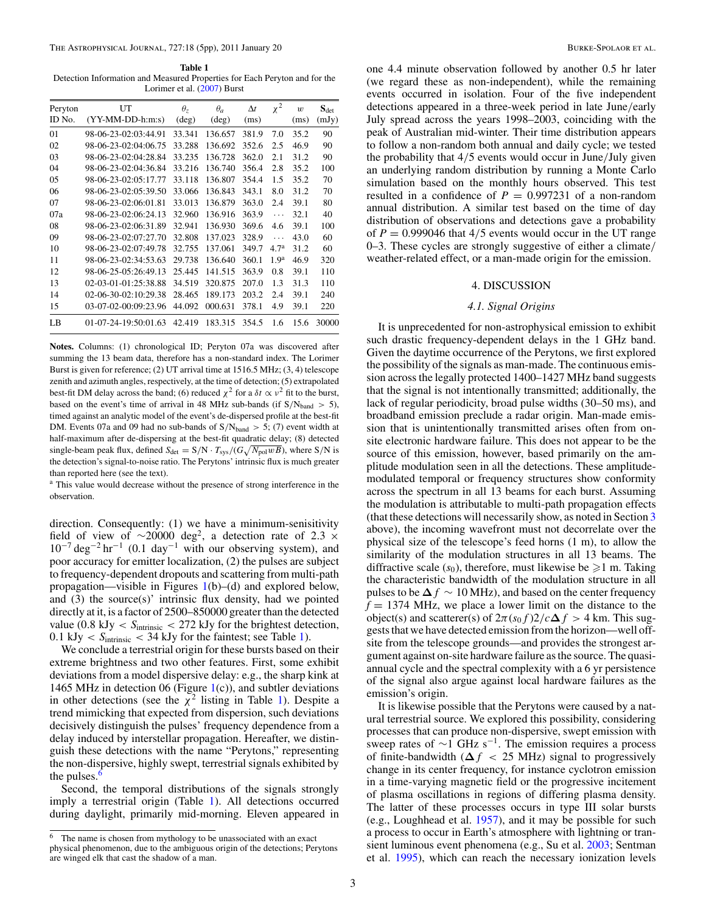**Table 1**
Detection Information and Measured Properties for Each Peryton and for the Lorimer et al. (2007) Burst

| Peryton ID No. | UT (YY-MM-DD-h:m:s) | $\theta_z$ (deg) | $\theta_a$ (deg) | $\Delta t$ (ms) | $\chi^2$ | $w$ (ms) | $\mathbf{S}_{\rm det}$ (mJy) |
|---|---|---|---|---|---|---|---|
| 01 | 98-06-23-02:03:44.91 | 33.341 | 136.657 | 381.9 | 7.0 | 35.2 | 90 |
| 02 | 98-06-23-02:04:06.75 | 33.288 | 136.692 | 352.6 | 2.5 | 46.9 | 90 |
| 03 | 98-06-23-02:04:28.84 | 33.235 | 136.728 | 362.0 | 2.1 | 31.2 | 90 |
| 04 | 98-06-23-02:04:36.84 | 33.216 | 136.740 | 356.4 | 2.8 | 35.2 | 100 |
| 05 | 98-06-23-02:05:17.77 | 33.118 | 136.807 | 354.4 | 1.5 | 35.2 | 70 |
| 06 | 98-06-23-02:05:39.50 | 33.066 | 136.843 | 343.1 | 8.0 | 31.2 | 70 |
| 07 | 98-06-23-02:06:01.81 | 33.013 | 136.879 | 363.0 | 2.4 | 39.1 | 80 |
| 07a | 98-06-23-02:06:24.13 | 32.960 | 136.916 | 363.9 | ... | 32.1 | 40 |
| 08 | 98-06-23-02:06:31.89 | 32.941 | 136.930 | 369.6 | 4.6 | 39.1 | 100 |
| 09 | 98-06-23-02:07:27.70 | 32.808 | 137.023 | 328.9 | ... | 43.0 | 60 |
| 10 | 98-06-23-02:07:49.78 | 32.755 | 137.061 | 349.7 | 4.7[a] | 31.2 | 60 |
| 11 | 98-06-23-02:34:53.63 | 29.738 | 136.640 | 360.1 | 1.9[a] | 46.9 | 320 |
| 12 | 98-06-25-05:26:49.13 | 25.445 | 141.515 | 363.9 | 0.8 | 39.1 | 110 |
| 13 | 02-03-01-01:25:38.88 | 34.519 | 320.875 | 207.0 | 1.3 | 31.3 | 110 |
| 14 | 02-06-30-02:10:29.38 | 28.465 | 189.173 | 203.2 | 2.4 | 39.1 | 240 |
| 15 | 03-07-02-00:09:23.96 | 44.092 | 000.631 | 378.1 | 4.9 | 39.1 | 220 |
| LB | 01-07-24-19:50:01.63 | 42.419 | 183.315 | 354.5 | 1.6 | 15.6 | 30000 |

**Notes.** Columns: (1) chronological ID; Peryton 07a was discovered after summing the 13 beam data, therefore has a non-standard index. The Lorimer Burst is given for reference; (2) UT arrival time at 1516.5 MHz; (3, 4) telescope zenith and azimuth angles, respectively, at the time of detection; (5) extrapolated best-fit DM delay across the band; (6) reduced $\chi^2$ for a $\delta t \propto \nu^2$ fit to the burst, based on the event's time of arrival in 48 MHz sub-bands (if $S/N_{\rm band} > 5$), timed against an analytic model of the event's de-dispersed profile at the best-fit DM. Events 07a and 09 had no sub-bands of $S/N_{\rm band} > 5$; (7) event width at half-maximum after de-dispersing at the best-fit quadratic delay; (8) detected single-beam peak flux, defined $S_{\rm det} = S/N \cdot T_{\rm sys}/(G\sqrt{N_{\rm pol} w B})$, where S/N is the detection's signal-to-noise ratio. The Perytons' intrinsic flux is much greater than reported here (see the text).

[a] This value would decrease without the presence of strong interference in the observation.

direction. Consequently: (1) we have a minimum-senisitivity field of view of $\sim$20000 deg$^2$, a detection rate of $2.3 \times 10^{-7}$ deg$^{-2}$ hr$^{-1}$ (0.1 day$^{-1}$ with our observing system), and poor accuracy for emitter localization, (2) the pulses are subject to frequency-dependent dropouts and scattering from multi-path propagation—visible in Figures 1(b)–(d) and explored below, and (3) the source(s)' intrinsic flux density, had we pointed directly at it, is a factor of 2500–850000 greater than the detected value (0.8 kJy $< S_{\rm intrinsic} <$ 272 kJy for the brightest detection, 0.1 kJy $< S_{\rm intrinsic} <$ 34 kJy for the faintest; see Table 1).

We conclude a terrestrial origin for these bursts based on their extreme brightness and two other features. First, some exhibit deviations from a model dispersive delay: e.g., the sharp kink at 1465 MHz in detection 06 (Figure 1(c)), and subtler deviations in other detections (see the $\chi^2$ listing in Table 1). Despite a trend mimicking that expected from dispersion, such deviations decisively distinguish the pulses' frequency dependence from a delay induced by interstellar propagation. Hereafter, we distinguish these detections with the name "Perytons," representing the non-dispersive, highly swept, terrestrial signals exhibited by the pulses.[6]

Second, the temporal distributions of the signals strongly imply a terrestrial origin (Table 1). All detections occurred during daylight, primarily mid-morning. Eleven appeared in one 4.4 minute observation followed by another 0.5 hr later (we regard these as non-independent), while the remaining events occurred in isolation. Four of the five independent detections appeared in a three-week period in late June/early July spread across the years 1998–2003, coinciding with the peak of Australian mid-winter. Their time distribution appears to follow a non-random both annual and daily cycle; we tested the probability that 4/5 events would occur in June/July given an underlying random distribution by running a Monte Carlo simulation based on the monthly hours observed. This test resulted in a confidence of $P = 0.997231$ of a non-random annual distribution. A similar test based on the time of day distribution of observations and detections gave a probability of $P = 0.999046$ that 4/5 events would occur in the UT range 0–3. These cycles are strongly suggestive of either a climate/weather-related effect, or a man-made origin for the emission.

## 4. DISCUSSION

### *4.1. Signal Origins*

It is unprecedented for non-astrophysical emission to exhibit such drastic frequency-dependent delays in the 1 GHz band. Given the daytime occurrence of the Perytons, we first explored the possibility of the signals as man-made. The continuous emission across the legally protected 1400–1427 MHz band suggests that the signal is not intentionally transmitted; additionally, the lack of regular periodicity, broad pulse widths (30–50 ms), and broadband emission preclude a radar origin. Man-made emission that is unintentionally transmitted arises often from onsite electronic hardware failure. This does not appear to be the source of this emission, however, based primarily on the amplitude modulation seen in all the detections. These amplitude-modulated temporal or frequency structures show conformity across the spectrum in all 13 beams for each burst. Assuming the modulation is attributable to multi-path propagation effects (that these detections will necessarily show, as noted in Section 3 above), the incoming wavefront must not decorrelate over the physical size of the telescope's feed horns (1 m), to allow the similarity of the modulation structures in all 13 beams. The diffractive scale ($s_0$), therefore, must likewise be $\geqslant$1 m. Taking the characteristic bandwidth of the modulation structure in all pulses to be $\Delta f \sim 10$ MHz), and based on the center frequency $f = 1374$ MHz, we place a lower limit on the distance to the object(s) and scatterer(s) of $2\pi(s_0 f)2/c\Delta f > 4$ km. This suggests that we have detected emission from the horizon—well offsite from the telescope grounds—and provides the strongest argument against on-site hardware failure as the source. The quasi-annual cycle and the spectral complexity with a 6 yr persistence of the signal also argue against local hardware failures as the emission's origin.

It is likewise possible that the Perytons were caused by a natural terrestrial source. We explored this possibility, considering processes that can produce non-dispersive, swept emission with sweep rates of $\sim$1 GHz s$^{-1}$. The emission requires a process of finite-bandwidth ($\Delta f < 25$ MHz) signal to progressively change in its center frequency, for instance cyclotron emission in a time-varying magnetic field or the progressive incitement of plasma oscillations in regions of differing plasma density. The latter of these processes occurs in type III solar bursts (e.g., Loughhead et al. 1957), and it may be possible for such a process to occur in Earth's atmosphere with lightning or transient luminous event phenomena (e.g., Su et al. 2003; Sentman et al. 1995), which can reach the necessary ionization levels

[6] The name is chosen from mythology to be unassociated with an exact physical phenomenon, due to the ambiguous origin of the detections; Perytons are winged elk that cast the shadow of a man.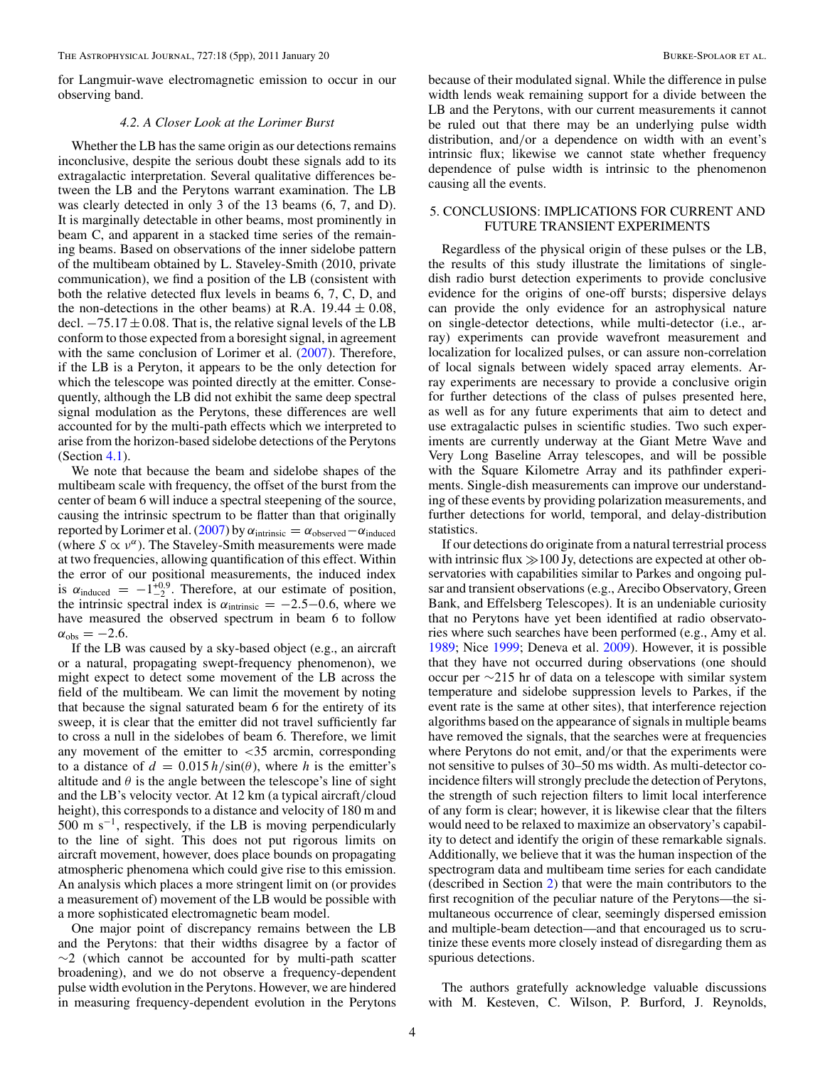for Langmuir-wave electromagnetic emission to occur in our observing band.

### *4.2. A Closer Look at the Lorimer Burst*

Whether the LB has the same origin as our detections remains inconclusive, despite the serious doubt these signals add to its extragalactic interpretation. Several qualitative differences between the LB and the Perytons warrant examination. The LB was clearly detected in only 3 of the 13 beams (6, 7, and D). It is marginally detectable in other beams, most prominently in beam C, and apparent in a stacked time series of the remaining beams. Based on observations of the inner sidelobe pattern of the multibeam obtained by L. Staveley-Smith (2010, private communication), we find a position of the LB (consistent with both the relative detected flux levels in beams 6, 7, C, D, and the non-detections in the other beams) at R.A. $19.44 \pm 0.08$, decl. $-75.17 \pm 0.08$. That is, the relative signal levels of the LB conform to those expected from a boresight signal, in agreement with the same conclusion of Lorimer et al. (2007). Therefore, if the LB is a Peryton, it appears to be the only detection for which the telescope was pointed directly at the emitter. Consequently, although the LB did not exhibit the same deep spectral signal modulation as the Perytons, these differences are well accounted for by the multi-path effects which we interpreted to arise from the horizon-based sidelobe detections of the Perytons (Section 4.1).

We note that because the beam and sidelobe shapes of the multibeam scale with frequency, the offset of the burst from the center of beam 6 will induce a spectral steepening of the source, causing the intrinsic spectrum to be flatter than that originally reported by Lorimer et al. (2007) by $\alpha_{\text{intrinsic}} = \alpha_{\text{observed}} - \alpha_{\text{induced}}$ (where $S \propto \nu^{\alpha}$). The Staveley-Smith measurements were made at two frequencies, allowing quantification of this effect. Within the error of our positional measurements, the induced index is $\alpha_{\text{induced}} = -1^{+0.9}_{-2}$. Therefore, at our estimate of position, the intrinsic spectral index is $\alpha_{\text{intrinsic}} = -2.5$–$0.6$, where we have measured the observed spectrum in beam 6 to follow $\alpha_{\text{obs}} = -2.6$.

If the LB was caused by a sky-based object (e.g., an aircraft or a natural, propagating swept-frequency phenomenon), we might expect to detect some movement of the LB across the field of the multibeam. We can limit the movement by noting that because the signal saturated beam 6 for the entirety of its sweep, it is clear that the emitter did not travel sufficiently far to cross a null in the sidelobes of beam 6. Therefore, we limit any movement of the emitter to $<35$ arcmin, corresponding to a distance of $d = 0.015\, h/\sin(\theta)$, where $h$ is the emitter's altitude and $\theta$ is the angle between the telescope's line of sight and the LB's velocity vector. At 12 km (a typical aircraft/cloud height), this corresponds to a distance and velocity of 180 m and 500 m s$^{-1}$, respectively, if the LB is moving perpendicularly to the line of sight. This does not put rigorous limits on aircraft movement, however, does place bounds on propagating atmospheric phenomena which could give rise to this emission. An analysis which places a more stringent limit on (or provides a measurement of) movement of the LB would be possible with a more sophisticated electromagnetic beam model.

One major point of discrepancy remains between the LB and the Perytons: that their widths disagree by a factor of $\sim$2 (which cannot be accounted for by multi-path scatter broadening), and we do not observe a frequency-dependent pulse width evolution in the Perytons. However, we are hindered in measuring frequency-dependent evolution in the Perytons because of their modulated signal. While the difference in pulse width lends weak remaining support for a divide between the LB and the Perytons, with our current measurements it cannot be ruled out that there may be an underlying pulse width distribution, and/or a dependence on width with an event's intrinsic flux; likewise we cannot state whether frequency dependence of pulse width is intrinsic to the phenomenon causing all the events.

## 5. CONCLUSIONS: IMPLICATIONS FOR CURRENT AND FUTURE TRANSIENT EXPERIMENTS

Regardless of the physical origin of these pulses or the LB, the results of this study illustrate the limitations of single-dish radio burst detection experiments to provide conclusive evidence for the origins of one-off bursts; dispersive delays can provide the only evidence for an astrophysical nature on single-detector detections, while multi-detector (i.e., array) experiments can provide wavefront measurement and localization for localized pulses, or can assure non-correlation of local signals between widely spaced array elements. Array experiments are necessary to provide a conclusive origin for further detections of the class of pulses presented here, as well as for any future experiments that aim to detect and use extragalactic pulses in scientific studies. Two such experiments are currently underway at the Giant Metre Wave and Very Long Baseline Array telescopes, and will be possible with the Square Kilometre Array and its pathfinder experiments. Single-dish measurements can improve our understanding of these events by providing polarization measurements, and further detections for world, temporal, and delay-distribution statistics.

If our detections do originate from a natural terrestrial process with intrinsic flux $\gg$100 Jy, detections are expected at other observatories with capabilities similar to Parkes and ongoing pulsar and transient observations (e.g., Arecibo Observatory, Green Bank, and Effelsberg Telescopes). It is an undeniable curiosity that no Perytons have yet been identified at radio observatories where such searches have been performed (e.g., Amy et al. 1989; Nice 1999; Deneva et al. 2009). However, it is possible that they have not occurred during observations (one should occur per $\sim$215 hr of data on a telescope with similar system temperature and sidelobe suppression levels to Parkes, if the event rate is the same at other sites), that interference rejection algorithms based on the appearance of signals in multiple beams have removed the signals, that the searches were at frequencies where Perytons do not emit, and/or that the experiments were not sensitive to pulses of 30–50 ms width. As multi-detector coincidence filters will strongly preclude the detection of Perytons, the strength of such rejection filters to limit local interference of any form is clear; however, it is likewise clear that the filters would need to be relaxed to maximize an observatory's capability to detect and identify the origin of these remarkable signals. Additionally, we believe that it was the human inspection of the spectrogram data and multibeam time series for each candidate (described in Section 2) that were the main contributors to the first recognition of the peculiar nature of the Perytons—the simultaneous occurrence of clear, seemingly dispersed emission and multiple-beam detection—and that encouraged us to scrutinize these events more closely instead of disregarding them as spurious detections.

The authors gratefully acknowledge valuable discussions with M. Kesteven, C. Wilson, P. Burford, J. Reynolds,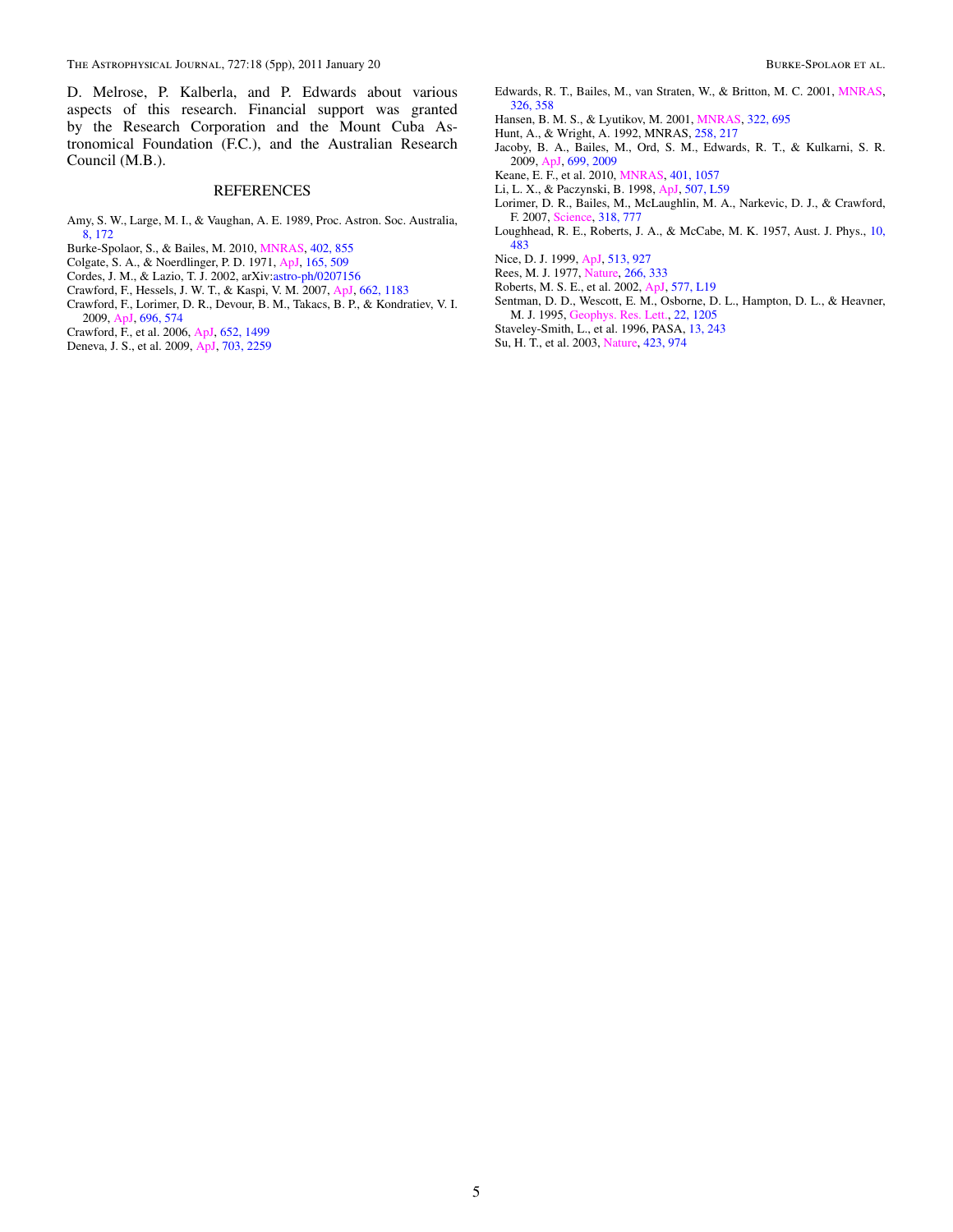D. Melrose, P. Kalberla, and P. Edwards about various aspects of this research. Financial support was granted by the Research Corporation and the Mount Cuba Astronomical Foundation (F.C.), and the Australian Research Council (M.B.).

## REFERENCES

Amy, S. W., Large, M. I., & Vaughan, A. E. 1989, Proc. Astron. Soc. Australia, 8, 172

Burke-Spolaor, S., & Bailes, M. 2010, MNRAS, 402, 855

Colgate, S. A., & Noerdlinger, P. D. 1971, ApJ, 165, 509

Cordes, J. M., & Lazio, T. J. 2002, arXiv:astro-ph/0207156

Crawford, F., Hessels, J. W. T., & Kaspi, V. M. 2007, ApJ, 662, 1183

Crawford, F., Lorimer, D. R., Devour, B. M., Takacs, B. P., & Kondratiev, V. I. 2009, ApJ, 696, 574

Crawford, F., et al. 2006, ApJ, 652, 1499

Deneva, J. S., et al. 2009, ApJ, 703, 2259

Edwards, R. T., Bailes, M., van Straten, W., & Britton, M. C. 2001, MNRAS, 326, 358

Hansen, B. M. S., & Lyutikov, M. 2001, MNRAS, 322, 695

Hunt, A., & Wright, A. 1992, MNRAS, 258, 217

Jacoby, B. A., Bailes, M., Ord, S. M., Edwards, R. T., & Kulkarni, S. R. 2009, ApJ, 699, 2009

Keane, E. F., et al. 2010, MNRAS, 401, 1057

Li, L. X., & Paczynski, B. 1998, ApJ, 507, L59

Lorimer, D. R., Bailes, M., McLaughlin, M. A., Narkevic, D. J., & Crawford, F. 2007, Science, 318, 777

Loughhead, R. E., Roberts, J. A., & McCabe, M. K. 1957, Aust. J. Phys., 10, 483

Nice, D. J. 1999, ApJ, 513, 927

Rees, M. J. 1977, Nature, 266, 333

Roberts, M. S. E., et al. 2002, ApJ, 577, L19

Sentman, D. D., Wescott, E. M., Osborne, D. L., Hampton, D. L., & Heavner, M. J. 1995, Geophys. Res. Lett., 22, 1205

Staveley-Smith, L., et al. 1996, PASA, 13, 243

Su, H. T., et al. 2003, Nature, 423, 974